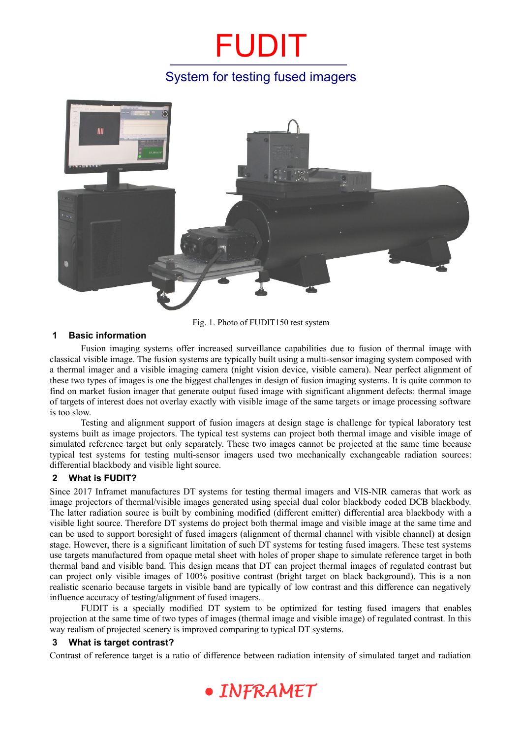# FUDIT

## System for testing fused imagers

Fig. 1. Photo of FUDIT150 test system

### 1 Basic information

Fusion imaging systems offer increased surveillance capabilities due to fusion of thermal image with classical visible image. The fusion systems are typically built using a multi-sensor imaging system composed with a thermal imager and a visible imaging camera (night vision device, visible camera). Near perfect alignment of these two types of images is one the biggest challenges in design of fusion imaging systems. It is quite common to find on market fusion imager that generate output fused image with significant alignment defects: thermal image of targets of interest does not overlay exactly with visible image of the same targets or image processing software is too slow.

Testing and alignment support of fusion imagers at design stage is challenge for typical laboratory test systems built as image projectors. The typical test systems can project both thermal image and visible image of simulated reference target but only separately. These two images cannot be projected at the same time because typical test systems for testing multi-sensor imagers used two mechanically exchangeable radiation sources: differential blackbody and visible light source.

### 2 What is FUDIT?

Since 2017 Inframet manufactures DT systems for testing thermal imagers and VIS-NIR cameras that work as image projectors of thermal/visible images generated using special dual color blackbody coded DCB blackbody. The latter radiation source is built by combining modified (different emitter) differential area blackbody with a visible light source. Therefore DT systems do project both thermal image and visible image at the same time and can be used to support boresight of fused imagers (alignment of thermal channel with visible channel) at design stage. However, there is a significant limitation of such DT systems for testing fused imagers. These test systems use targets manufactured from opaque metal sheet with holes of proper shape to simulate reference target in both thermal band and visible band. This design means that DT can project thermal images of regulated contrast but can project only visible images of 100% positive contrast (bright target on black background). This is a non realistic scenario because targets in visible band are typically of low contrast and this difference can negatively influence accuracy of testing/alignment of fused imagers.

FUDIT is a specially modified DT system to be optimized for testing fused imagers that enables projection at the same time of two types of images (thermal image and visible image) of regulated contrast. In this way realism of projected scenery is improved comparing to typical DT systems.

### 3 What is target contrast?

Contrast of reference target is a ratio of difference between radiation intensity of simulated target and radiation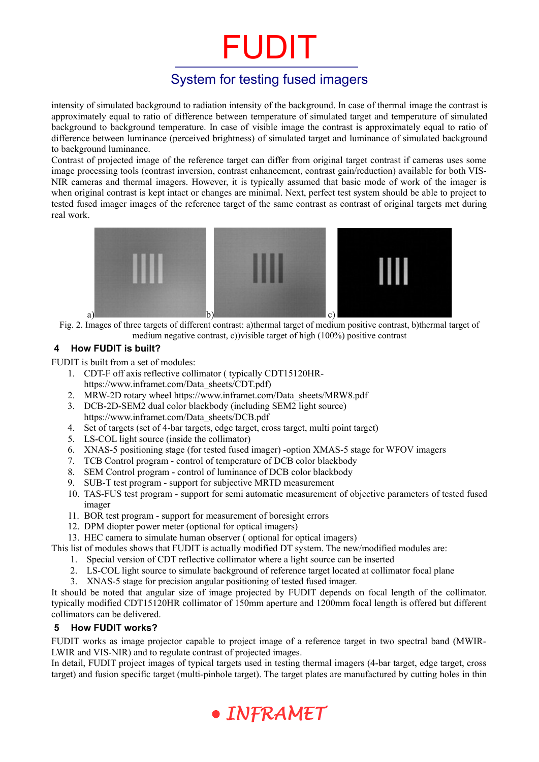intensity of simulated background to radiation intensity of the background. In case of thermal image the contrast is approximately equal to ratio of difference between temperature of simulated target and temperature of simulated background to background temperature. In case of visible image the contrast is approximately equal to ratio of difference between luminance (perceived brightness) of simulated target and luminance of simulated background to background luminance.

Contrast of projected image of the reference target can differ from original target contrast if cameras uses some image processing tools (contrast inversion, contrast enhancement, contrast gain/reduction) available for both VIS-NIR cameras and thermal imagers. However, it is typically assumed that basic mode of work of the imager is when original contrast is kept intact or changes are minimal. Next, perfect test system should be able to project to tested fused imager images of the reference target of the same contrast as contrast of original targets met during real work.

a) b) c)

Fig. 2. Images of three targets of different contrast: a)thermal target of medium positive contrast, b)thermal target of medium negative contrast, c))visible target of high (100%) positive contrast

## 4 How FUDIT is built?

FUDIT is built from a set of modules:

1. CDT-F off axis reflective collimator ( typically CDT15120HR- https://www.inframet.com/Data_sheets/CDT.pdf)
2. MRW-2D rotary wheel https://www.inframet.com/Data_sheets/MRW8.pdf
3. DCB-2D-SEM2 dual color blackbody (including SEM2 light source) https://www.inframet.com/Data_sheets/DCB.pdf
4. Set of targets (set of 4-bar targets, edge target, cross target, multi point target)
5. LS-COL light source (inside the collimator)
6. XNAS-5 positioning stage (for tested fused imager) -option XMAS-5 stage for WFOV imagers
7. TCB Control program - control of temperature of DCB color blackbody
8. SEM Control program - control of luminance of DCB color blackbody
9. SUB-T test program - support for subjective MRTD measurement
10. TAS-FUS test program - support for semi automatic measurement of objective parameters of tested fused imager
11. BOR test program - support for measurement of boresight errors
12. DPM diopter power meter (optional for optical imagers)
13. HEC camera to simulate human observer ( optional for optical imagers)

This list of modules shows that FUDIT is actually modified DT system. The new/modified modules are:

1. Special version of CDT reflective collimator where a light source can be inserted
2. LS-COL light source to simulate background of reference target located at collimator focal plane
3. XNAS-5 stage for precision angular positioning of tested fused imager.

It should be noted that angular size of image projected by FUDIT depends on focal length of the collimator. typically modified CDT15120HR collimator of 150mm aperture and 1200mm focal length is offered but different collimators can be delivered.

## 5 How FUDIT works?

FUDIT works as image projector capable to project image of a reference target in two spectral band (MWIR-LWIR and VIS-NIR) and to regulate contrast of projected images.

In detail, FUDIT project images of typical targets used in testing thermal imagers (4-bar target, edge target, cross target) and fusion specific target (multi-pinhole target). The target plates are manufactured by cutting holes in thin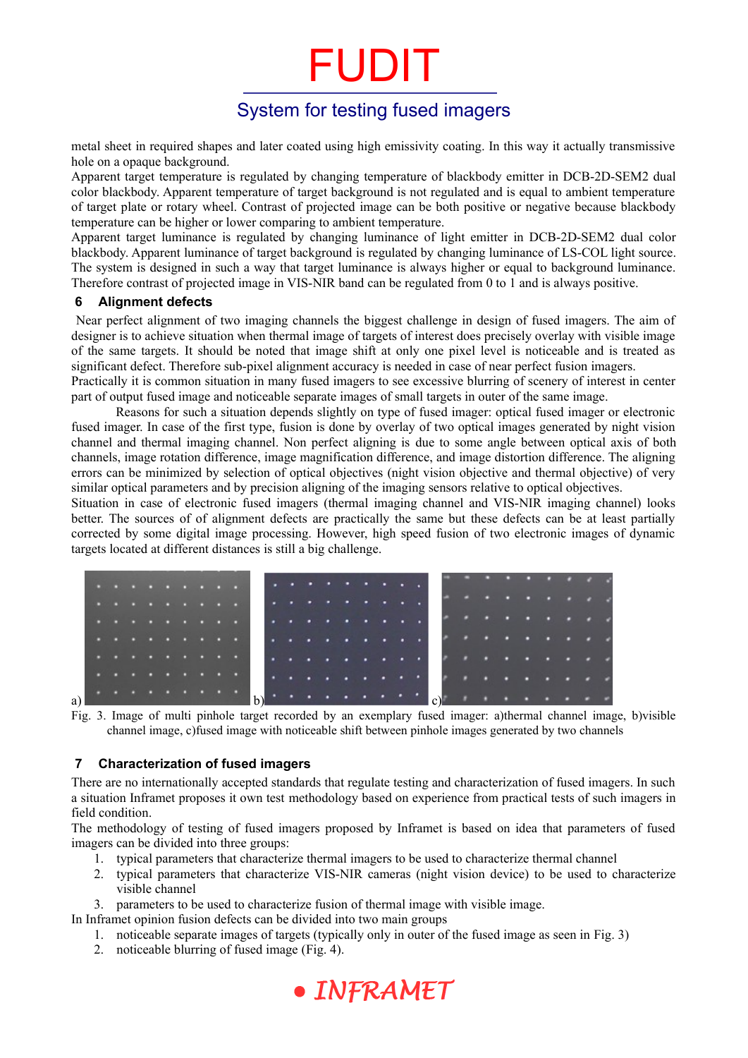metal sheet in required shapes and later coated using high emissivity coating. In this way it actually transmissive hole on a opaque background.

Apparent target temperature is regulated by changing temperature of blackbody emitter in DCB-2D-SEM2 dual color blackbody. Apparent temperature of target background is not regulated and is equal to ambient temperature of target plate or rotary wheel. Contrast of projected image can be both positive or negative because blackbody temperature can be higher or lower comparing to ambient temperature.

Apparent target luminance is regulated by changing luminance of light emitter in DCB-2D-SEM2 dual color blackbody. Apparent luminance of target background is regulated by changing luminance of LS-COL light source. The system is designed in such a way that target luminance is always higher or equal to background luminance. Therefore contrast of projected image in VIS-NIR band can be regulated from 0 to 1 and is always positive.

## 6 Alignment defects

Near perfect alignment of two imaging channels the biggest challenge in design of fused imagers. The aim of designer is to achieve situation when thermal image of targets of interest does precisely overlay with visible image of the same targets. It should be noted that image shift at only one pixel level is noticeable and is treated as significant defect. Therefore sub-pixel alignment accuracy is needed in case of near perfect fusion imagers.

Practically it is common situation in many fused imagers to see excessive blurring of scenery of interest in center part of output fused image and noticeable separate images of small targets in outer of the same image.

Reasons for such a situation depends slightly on type of fused imager: optical fused imager or electronic fused imager. In case of the first type, fusion is done by overlay of two optical images generated by night vision channel and thermal imaging channel. Non perfect aligning is due to some angle between optical axis of both channels, image rotation difference, image magnification difference, and image distortion difference. The aligning errors can be minimized by selection of optical objectives (night vision objective and thermal objective) of very similar optical parameters and by precision aligning of the imaging sensors relative to optical objectives.

Situation in case of electronic fused imagers (thermal imaging channel and VIS-NIR imaging channel) looks better. The sources of of alignment defects are practically the same but these defects can be at least partially corrected by some digital image processing. However, high speed fusion of two electronic images of dynamic targets located at different distances is still a big challenge.

a) b) c)

Fig. 3. Image of multi pinhole target recorded by an exemplary fused imager: a)thermal channel image, b)visible channel image, c)fused image with noticeable shift between pinhole images generated by two channels

## 7 Characterization of fused imagers

There are no internationally accepted standards that regulate testing and characterization of fused imagers. In such a situation Inframet proposes it own test methodology based on experience from practical tests of such imagers in field condition.

The methodology of testing of fused imagers proposed by Inframet is based on idea that parameters of fused imagers can be divided into three groups:

1. typical parameters that characterize thermal imagers to be used to characterize thermal channel
2. typical parameters that characterize VIS-NIR cameras (night vision device) to be used to characterize visible channel
3. parameters to be used to characterize fusion of thermal image with visible image.

In Inframet opinion fusion defects can be divided into two main groups

1. noticeable separate images of targets (typically only in outer of the fused image as seen in Fig. 3)
2. noticeable blurring of fused image (Fig. 4).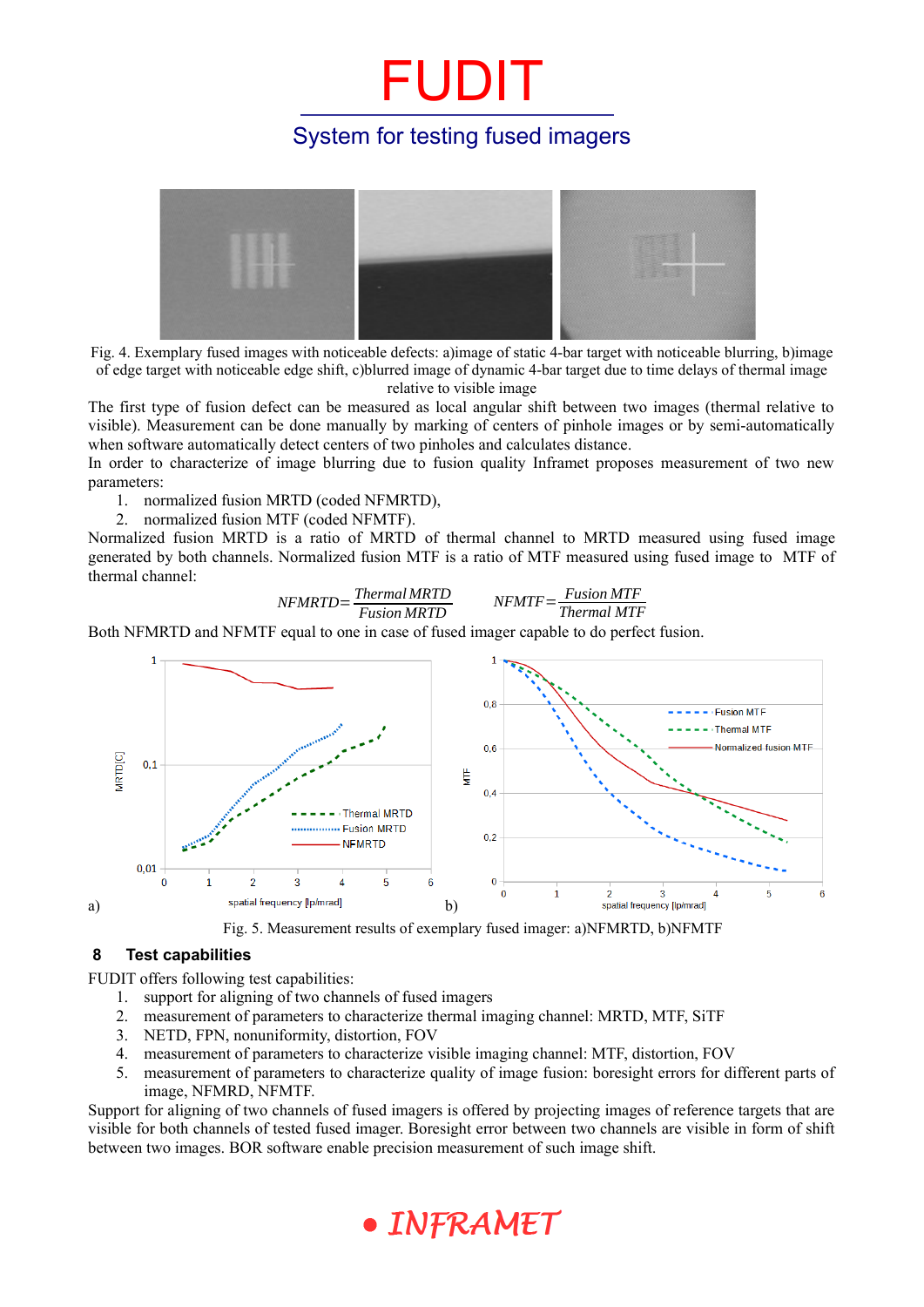Fig. 4. Exemplary fused images with noticeable defects: a)image of static 4-bar target with noticeable blurring, b)image of edge target with noticeable edge shift, c)blurred image of dynamic 4-bar target due to time delays of thermal image relative to visible image

The first type of fusion defect can be measured as local angular shift between two images (thermal relative to visible). Measurement can be done manually by marking of centers of pinhole images or by semi-automatically when software automatically detect centers of two pinholes and calculates distance.

In order to characterize of image blurring due to fusion quality Inframet proposes measurement of two new parameters:

1. normalized fusion MRTD (coded NFMRTD),
2. normalized fusion MTF (coded NFMTF).

Normalized fusion MRTD is a ratio of MRTD of thermal channel to MRTD measured using fused image generated by both channels. Normalized fusion MTF is a ratio of MTF measured using fused image to MTF of thermal channel:

$$NFMRTD = \frac{Thermal\,MRTD}{Fusion\,MRTD} \qquad NFMTF = \frac{Fusion\,MTF}{Thermal\,MTF}$$

Both NFMRTD and NFMTF equal to one in case of fused imager capable to do perfect fusion.

Fig. 5. Measurement results of exemplary fused imager: a)NFMRTD, b)NFMTF

## 8 Test capabilities

FUDIT offers following test capabilities:

1. support for aligning of two channels of fused imagers
2. measurement of parameters to characterize thermal imaging channel: MRTD, MTF, SiTF
3. NETD, FPN, nonuniformity, distortion, FOV
4. measurement of parameters to characterize visible imaging channel: MTF, distortion, FOV
5. measurement of parameters to characterize quality of image fusion: boresight errors for different parts of image, NFMRD, NFMTF.

Support for aligning of two channels of fused imagers is offered by projecting images of reference targets that are visible for both channels of tested fused imager. Boresight error between two channels are visible in form of shift between two images. BOR software enable precision measurement of such image shift.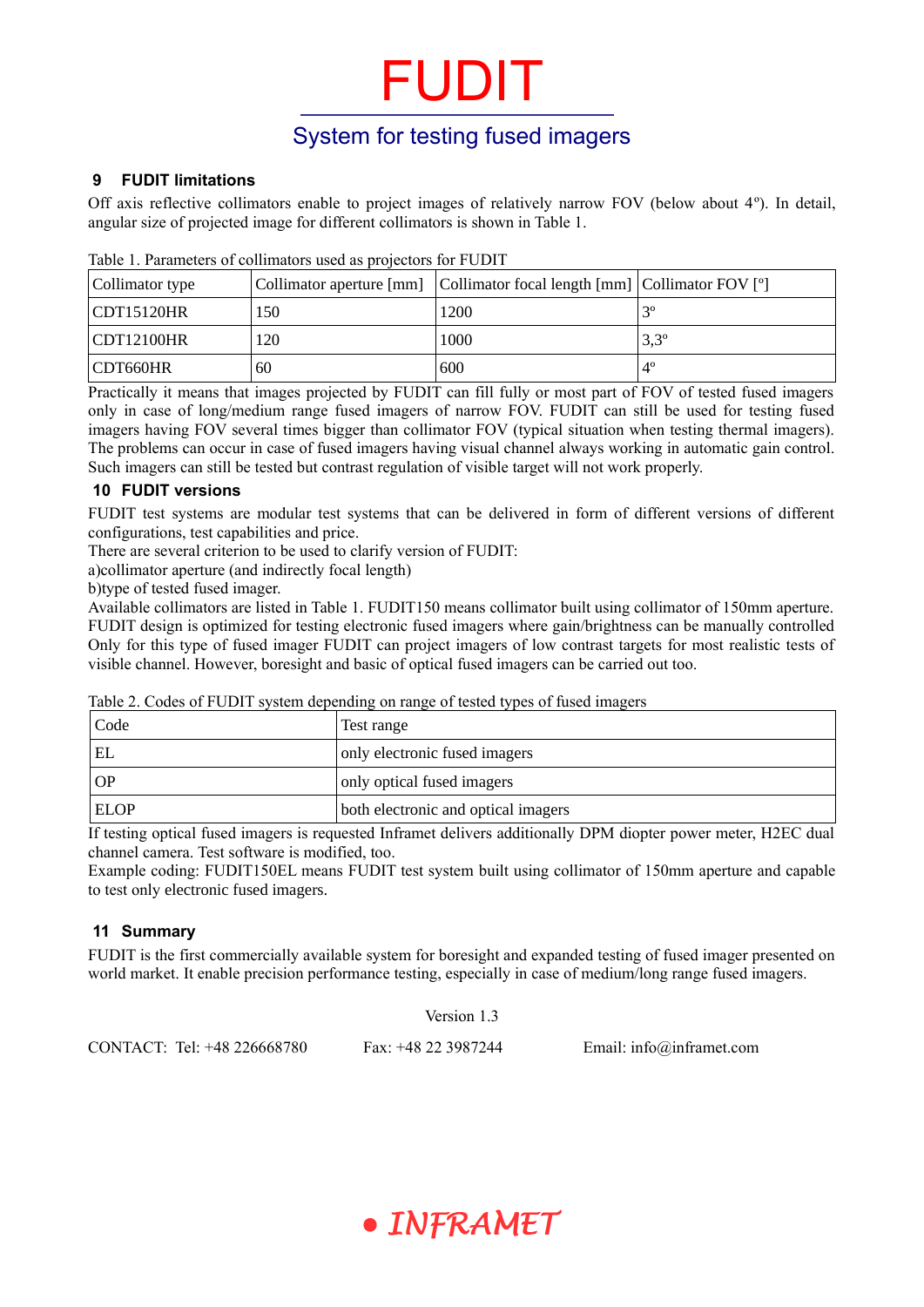## 9 FUDIT limitations

Off axis reflective collimators enable to project images of relatively narrow FOV (below about 4º). In detail, angular size of projected image for different collimators is shown in Table 1.

Table 1. Parameters of collimators used as projectors for FUDIT

| Collimator type | Collimator aperture [mm] | Collimator focal length [mm] | Collimator FOV [º] |
|---|---|---|---|
| CDT15120HR | 150 | 1200 | 3º |
| CDT12100HR | 120 | 1000 | 3,3º |
| CDT660HR | 60 | 600 | 4º |

Practically it means that images projected by FUDIT can fill fully or most part of FOV of tested fused imagers only in case of long/medium range fused imagers of narrow FOV. FUDIT can still be used for testing fused imagers having FOV several times bigger than collimator FOV (typical situation when testing thermal imagers). The problems can occur in case of fused imagers having visual channel always working in automatic gain control. Such imagers can still be tested but contrast regulation of visible target will not work properly.

## 10 FUDIT versions

FUDIT test systems are modular test systems that can be delivered in form of different versions of different configurations, test capabilities and price.

There are several criterion to be used to clarify version of FUDIT:

a)collimator aperture (and indirectly focal length)

b)type of tested fused imager.

Available collimators are listed in Table 1. FUDIT150 means collimator built using collimator of 150mm aperture. FUDIT design is optimized for testing electronic fused imagers where gain/brightness can be manually controlled Only for this type of fused imager FUDIT can project images of low contrast targets for most realistic tests of visible channel. However, boresight and basic of optical fused imagers can be carried out too.

Table 2. Codes of FUDIT system depending on range of tested types of fused imagers

| Code | Test range |
|---|---|
| EL | only electronic fused imagers |
| OP | only optical fused imagers |
| ELOP | both electronic and optical imagers |

If testing optical fused imagers is requested Inframet delivers additionally DPM diopter power meter, H2EC dual channel camera. Test software is modified, too.

Example coding: FUDIT150EL means FUDIT test system built using collimator of 150mm aperture and capable to test only electronic fused imagers.

## 11 Summary

FUDIT is the first commercially available system for boresight and expanded testing of fused imager presented on world market. It enable precision performance testing, especially in case of medium/long range fused imagers.

Version 1.3

CONTACT: Tel: +48 226668780 Fax: +48 22 3987244 Email: info@inframet.com